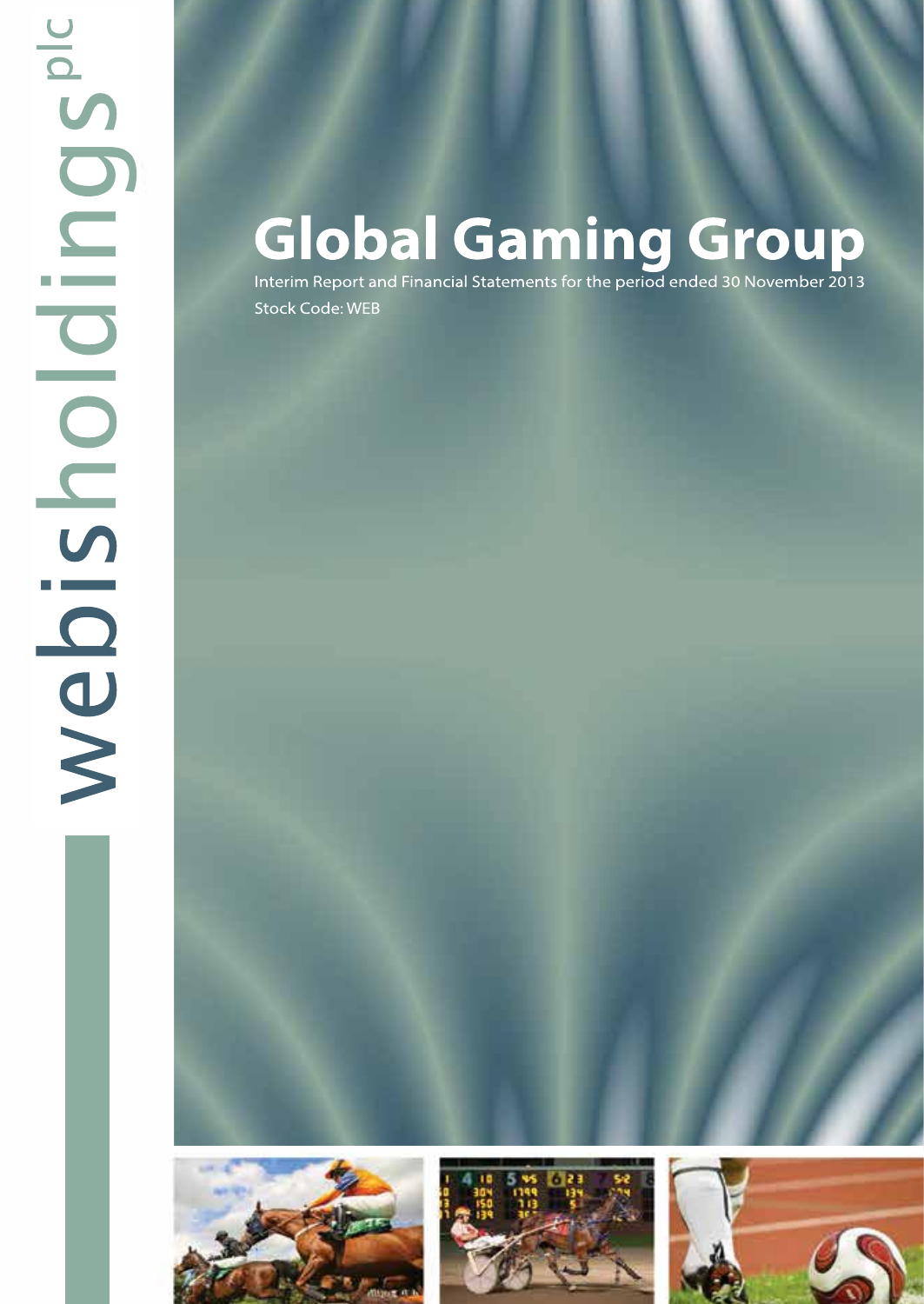webisholdings plc

# Global Gaming Group

Interim Report and Financial Statements for the period ended 30 November 2013

Stock Code: WEB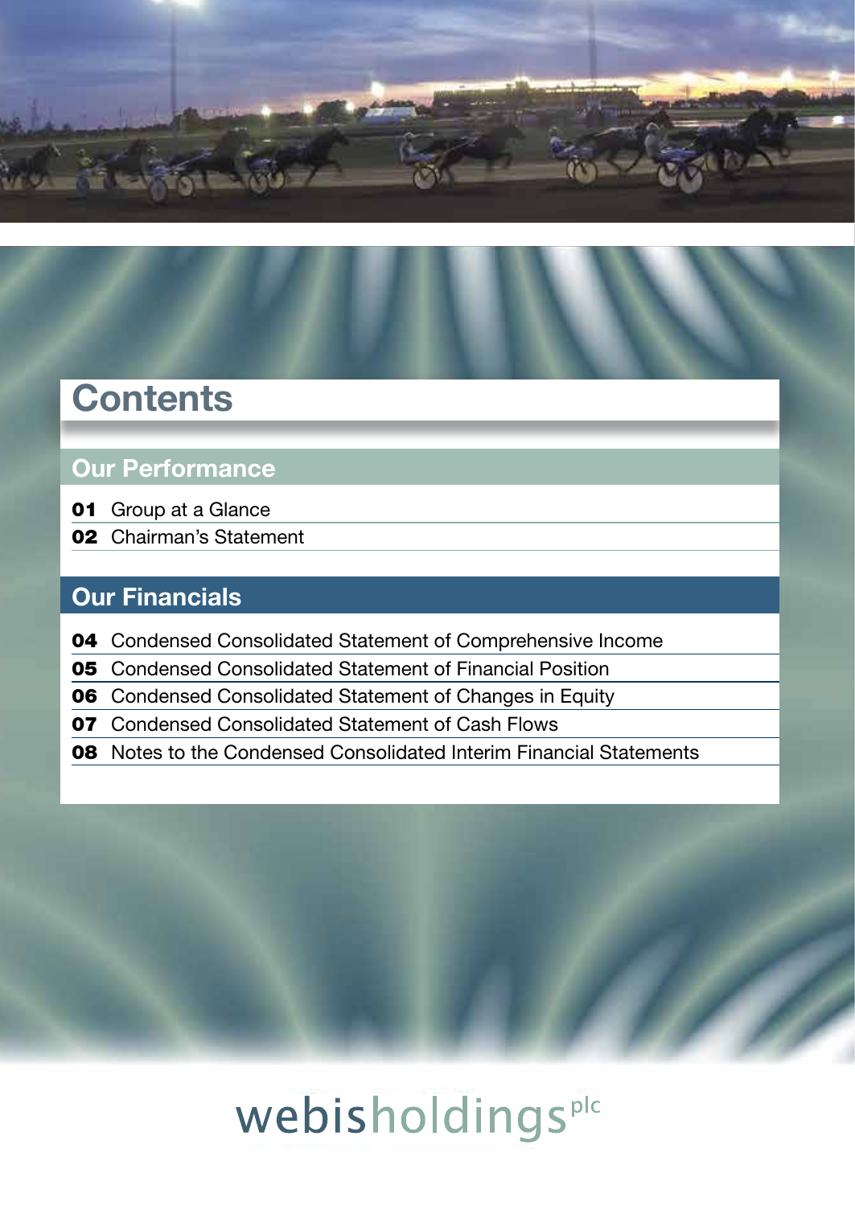# Contents

## Our Performance

**01** Group at a Glance

**02** Chairman's Statement

## Our Financials

**04** Condensed Consolidated Statement of Comprehensive Income

**05** Condensed Consolidated Statement of Financial Position

**06** Condensed Consolidated Statement of Changes in Equity

**07** Condensed Consolidated Statement of Cash Flows

**08** Notes to the Condensed Consolidated Interim Financial Statements

webisholdings plc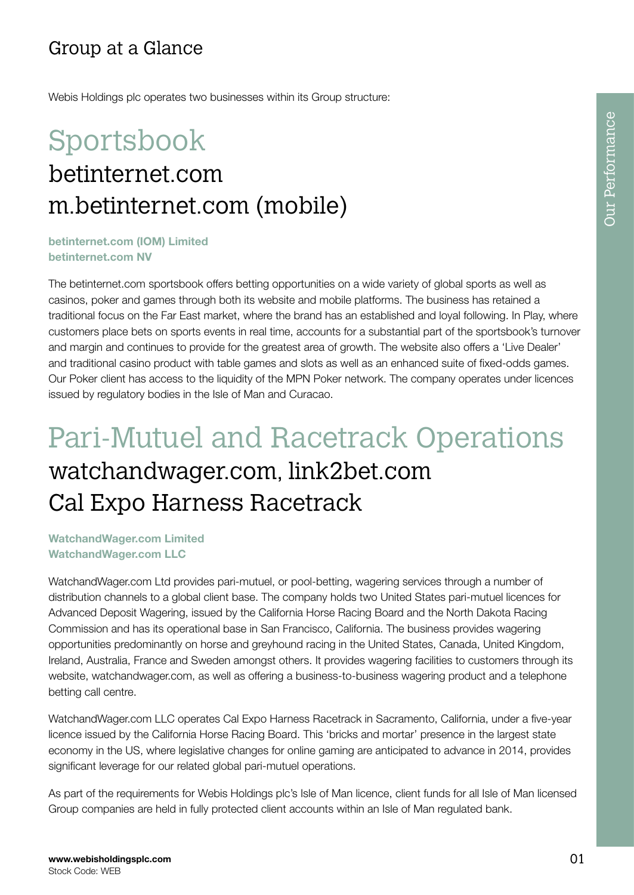# Group at a Glance

Webis Holdings plc operates two businesses within its Group structure:

## Sportsbook

### betinternet.com
### m.betinternet.com (mobile)

**betinternet.com (IOM) Limited**
**betinternet.com NV**

The betinternet.com sportsbook offers betting opportunities on a wide variety of global sports as well as casinos, poker and games through both its website and mobile platforms. The business has retained a traditional focus on the Far East market, where the brand has an established and loyal following. In Play, where customers place bets on sports events in real time, accounts for a substantial part of the sportsbook's turnover and margin and continues to provide for the greatest area of growth. The website also offers a 'Live Dealer' and traditional casino product with table games and slots as well as an enhanced suite of fixed-odds games. Our Poker client has access to the liquidity of the MPN Poker network. The company operates under licences issued by regulatory bodies in the Isle of Man and Curacao.

## Pari-Mutuel and Racetrack Operations

### watchandwager.com, link2bet.com
### Cal Expo Harness Racetrack

**WatchandWager.com Limited**
**WatchandWager.com LLC**

WatchandWager.com Ltd provides pari-mutuel, or pool-betting, wagering services through a number of distribution channels to a global client base. The company holds two United States pari-mutuel licences for Advanced Deposit Wagering, issued by the California Horse Racing Board and the North Dakota Racing Commission and has its operational base in San Francisco, California. The business provides wagering opportunities predominantly on horse and greyhound racing in the United States, Canada, United Kingdom, Ireland, Australia, France and Sweden amongst others. It provides wagering facilities to customers through its website, watchandwager.com, as well as offering a business-to-business wagering product and a telephone betting call centre.

WatchandWager.com LLC operates Cal Expo Harness Racetrack in Sacramento, California, under a five-year licence issued by the California Horse Racing Board. This 'bricks and mortar' presence in the largest state economy in the US, where legislative changes for online gaming are anticipated to advance in 2014, provides significant leverage for our related global pari-mutuel operations.

As part of the requirements for Webis Holdings plc's Isle of Man licence, client funds for all Isle of Man licensed Group companies are held in fully protected client accounts within an Isle of Man regulated bank.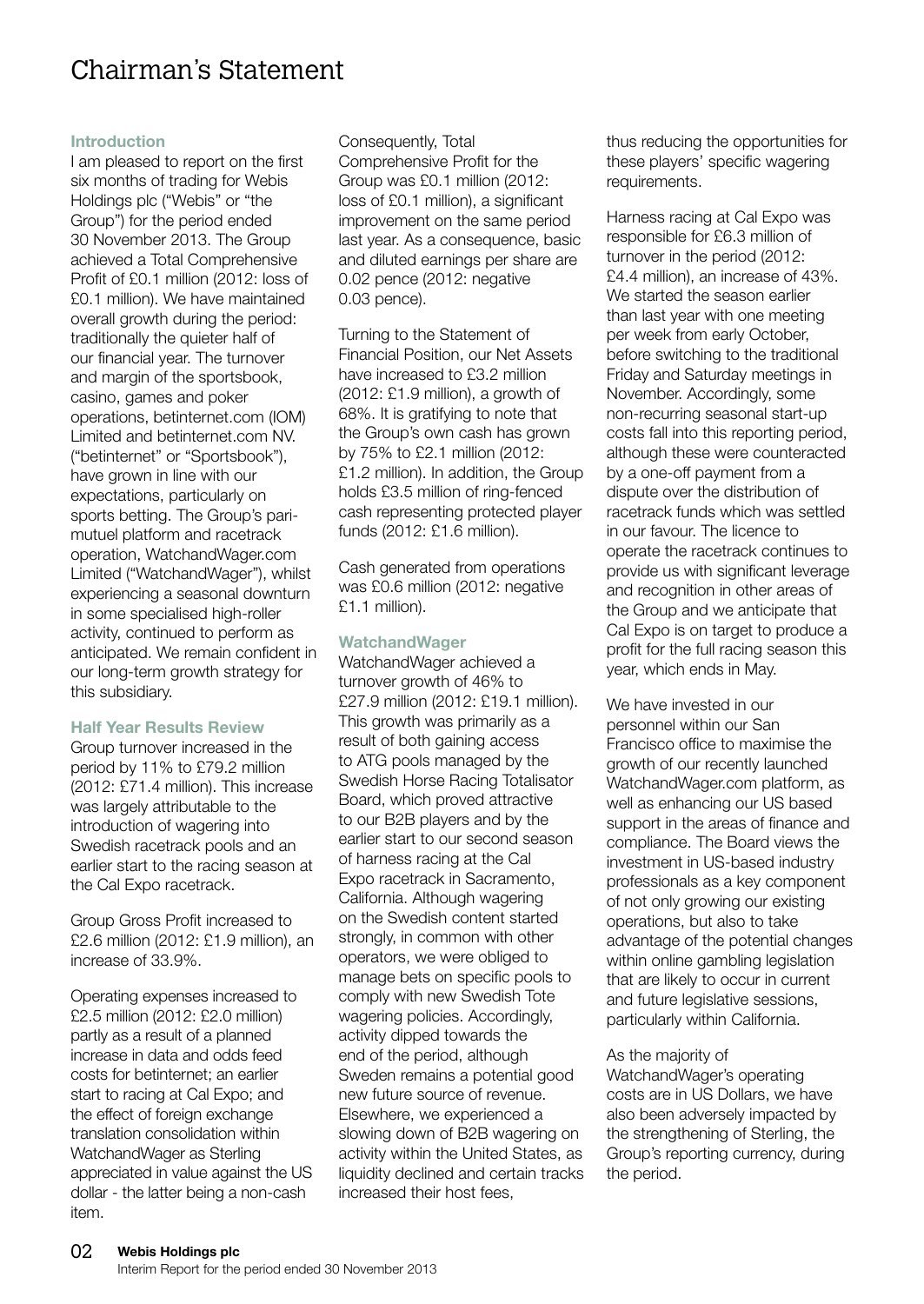# Chairman's Statement

### Introduction

I am pleased to report on the first six months of trading for Webis Holdings plc ("Webis" or "the Group") for the period ended 30 November 2013. The Group achieved a Total Comprehensive Profit of £0.1 million (2012: loss of £0.1 million). We have maintained overall growth during the period: traditionally the quieter half of our financial year. The turnover and margin of the sportsbook, casino, games and poker operations, betinternet.com (IOM) Limited and betinternet.com NV. ("betinternet" or "Sportsbook"), have grown in line with our expectations, particularly on sports betting. The Group's pari-mutuel platform and racetrack operation, WatchandWager.com Limited ("WatchandWager"), whilst experiencing a seasonal downturn in some specialised high-roller activity, continued to perform as anticipated. We remain confident in our long-term growth strategy for this subsidiary.

### Half Year Results Review

Group turnover increased in the period by 11% to £79.2 million (2012: £71.4 million). This increase was largely attributable to the introduction of wagering into Swedish racetrack pools and an earlier start to the racing season at the Cal Expo racetrack.

Group Gross Profit increased to £2.6 million (2012: £1.9 million), an increase of 33.9%.

Operating expenses increased to £2.5 million (2012: £2.0 million) partly as a result of a planned increase in data and odds feed costs for betinternet; an earlier start to racing at Cal Expo; and the effect of foreign exchange translation consolidation within WatchandWager as Sterling appreciated in value against the US dollar - the latter being a non-cash item.

Consequently, Total Comprehensive Profit for the Group was £0.1 million (2012: loss of £0.1 million), a significant improvement on the same period last year. As a consequence, basic and diluted earnings per share are 0.02 pence (2012: negative 0.03 pence).

Turning to the Statement of Financial Position, our Net Assets have increased to £3.2 million (2012: £1.9 million), a growth of 68%. It is gratifying to note that the Group's own cash has grown by 75% to £2.1 million (2012: £1.2 million). In addition, the Group holds £3.5 million of ring-fenced cash representing protected player funds (2012: £1.6 million).

Cash generated from operations was £0.6 million (2012: negative £1.1 million).

### WatchandWager

WatchandWager achieved a turnover growth of 46% to £27.9 million (2012: £19.1 million). This growth was primarily as a result of both gaining access to ATG pools managed by the Swedish Horse Racing Totalisator Board, which proved attractive to our B2B players and by the earlier start to our second season of harness racing at the Cal Expo racetrack in Sacramento, California. Although wagering on the Swedish content started strongly, in common with other operators, we were obliged to manage bets on specific pools to comply with new Swedish Tote wagering policies. Accordingly, activity dipped towards the end of the period, although Sweden remains a potential good new future source of revenue. Elsewhere, we experienced a slowing down of B2B wagering on activity within the United States, as liquidity declined and certain tracks increased their host fees, thus reducing the opportunities for these players' specific wagering requirements.

Harness racing at Cal Expo was responsible for £6.3 million of turnover in the period (2012: £4.4 million), an increase of 43%. We started the season earlier than last year with one meeting per week from early October, before switching to the traditional Friday and Saturday meetings in November. Accordingly, some non-recurring seasonal start-up costs fall into this reporting period, although these were counteracted by a one-off payment from a dispute over the distribution of racetrack funds which was settled in our favour. The licence to operate the racetrack continues to provide us with significant leverage and recognition in other areas of the Group and we anticipate that Cal Expo is on target to produce a profit for the full racing season this year, which ends in May.

We have invested in our personnel within our San Francisco office to maximise the growth of our recently launched WatchandWager.com platform, as well as enhancing our US based support in the areas of finance and compliance. The Board views the investment in US-based industry professionals as a key component of not only growing our existing operations, but also to take advantage of the potential changes within online gambling legislation that are likely to occur in current and future legislative sessions, particularly within California.

As the majority of WatchandWager's operating costs are in US Dollars, we have also been adversely impacted by the strengthening of Sterling, the Group's reporting currency, during the period.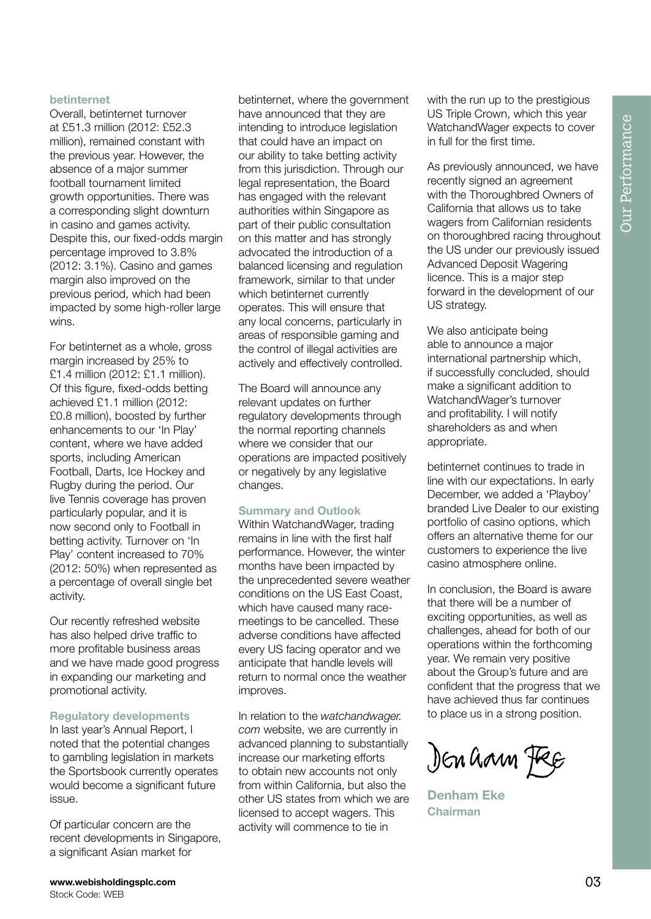### betinternet

Overall, betinternet turnover at £51.3 million (2012: £52.3 million), remained constant with the previous year. However, the absence of a major summer football tournament limited growth opportunities. There was a corresponding slight downturn in casino and games activity. Despite this, our fixed-odds margin percentage improved to 3.8% (2012: 3.1%). Casino and games margin also improved on the previous period, which had been impacted by some high-roller large wins.

For betinternet as a whole, gross margin increased by 25% to £1.4 million (2012: £1.1 million). Of this figure, fixed-odds betting achieved £1.1 million (2012: £0.8 million), boosted by further enhancements to our 'In Play' content, where we have added sports, including American Football, Darts, Ice Hockey and Rugby during the period. Our live Tennis coverage has proven particularly popular, and it is now second only to Football in betting activity. Turnover on 'In Play' content increased to 70% (2012: 50%) when represented as a percentage of overall single bet activity.

Our recently refreshed website has also helped drive traffic to more profitable business areas and we have made good progress in expanding our marketing and promotional activity.

### Regulatory developments

In last year's Annual Report, I noted that the potential changes to gambling legislation in markets the Sportsbook currently operates would become a significant future issue.

Of particular concern are the recent developments in Singapore, a significant Asian market for betinternet, where the government have announced that they are intending to introduce legislation that could have an impact on our ability to take betting activity from this jurisdiction. Through our legal representation, the Board has engaged with the relevant authorities within Singapore as part of their public consultation on this matter and has strongly advocated the introduction of a balanced licensing and regulation framework, similar to that under which betinternet currently operates. This will ensure that any local concerns, particularly in areas of responsible gaming and the control of illegal activities are actively and effectively controlled.

The Board will announce any relevant updates on further regulatory developments through the normal reporting channels where we consider that our operations are impacted positively or negatively by any legislative changes.

### Summary and Outlook

Within WatchandWager, trading remains in line with the first half performance. However, the winter months have been impacted by the unprecedented severe weather conditions on the US East Coast, which have caused many race-meetings to be cancelled. These adverse conditions have affected every US facing operator and we anticipate that handle levels will return to normal once the weather improves.

In relation to the *watchandwager.com* website, we are currently in advanced planning to substantially increase our marketing efforts to obtain new accounts not only from within California, but also the other US states from which we are licensed to accept wagers. This activity will commence to tie in with the run up to the prestigious US Triple Crown, which this year WatchandWager expects to cover in full for the first time.

As previously announced, we have recently signed an agreement with the Thoroughbred Owners of California that allows us to take wagers from Californian residents on thoroughbred racing throughout the US under our previously issued Advanced Deposit Wagering licence. This is a major step forward in the development of our US strategy.

We also anticipate being able to announce a major international partnership which, if successfully concluded, should make a significant addition to WatchandWager's turnover and profitability. I will notify shareholders as and when appropriate.

betinternet continues to trade in line with our expectations. In early December, we added a 'Playboy' branded Live Dealer to our existing portfolio of casino options, which offers an alternative theme for our customers to experience the live casino atmosphere online.

In conclusion, the Board is aware that there will be a number of exciting opportunities, as well as challenges, ahead for both of our operations within the forthcoming year. We remain very positive about the Group's future and are confident that the progress that we have achieved thus far continues to place us in a strong position.

Denham Eke

**Denham Eke**
**Chairman**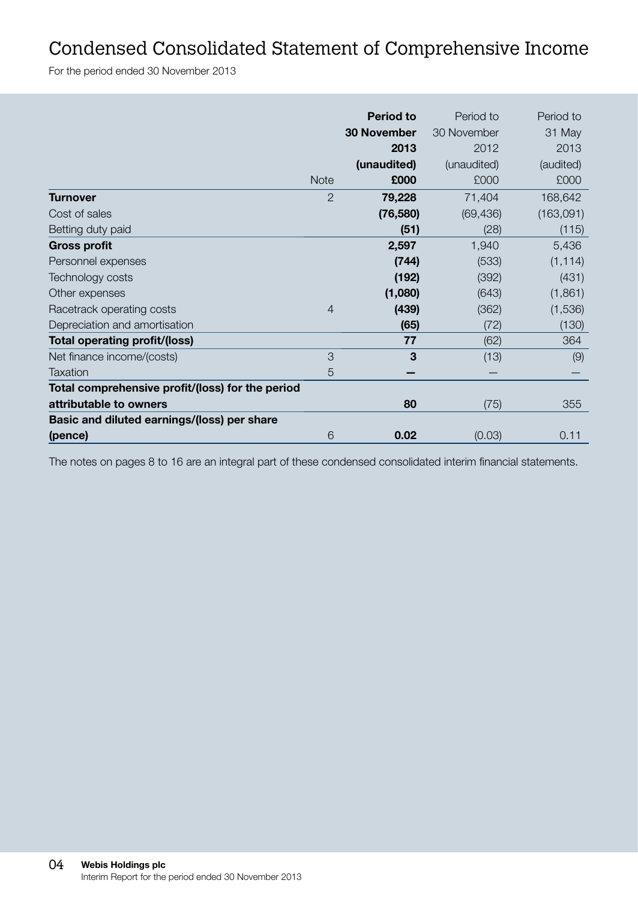# Condensed Consolidated Statement of Comprehensive Income

For the period ended 30 November 2013

| | Note | **Period to 30 November 2013 (unaudited) £000** | Period to 30 November 2012 (unaudited) £000 | Period to 31 May 2013 (audited) £000 |
|---|---|---|---|---|
| **Turnover** | 2 | **79,228** | 71,404 | 168,642 |
| Cost of sales | | **(76,580)** | (69,436) | (163,091) |
| Betting duty paid | | **(51)** | (28) | (115) |
| **Gross profit** | | **2,597** | 1,940 | 5,436 |
| Personnel expenses | | **(744)** | (533) | (1,114) |
| Technology costs | | **(192)** | (392) | (431) |
| Other expenses | | **(1,080)** | (643) | (1,861) |
| Racetrack operating costs | 4 | **(439)** | (362) | (1,536) |
| Depreciation and amortisation | | **(65)** | (72) | (130) |
| **Total operating profit/(loss)** | | **77** | (62) | 364 |
| Net finance income/(costs) | 3 | **3** | (13) | (9) |
| Taxation | 5 | **—** | — | — |
| **Total comprehensive profit/(loss) for the period attributable to owners** | | **80** | (75) | 355 |
| **Basic and diluted earnings/(loss) per share (pence)** | 6 | **0.02** | (0.03) | 0.11 |

The notes on pages 8 to 16 are an integral part of these condensed consolidated interim financial statements.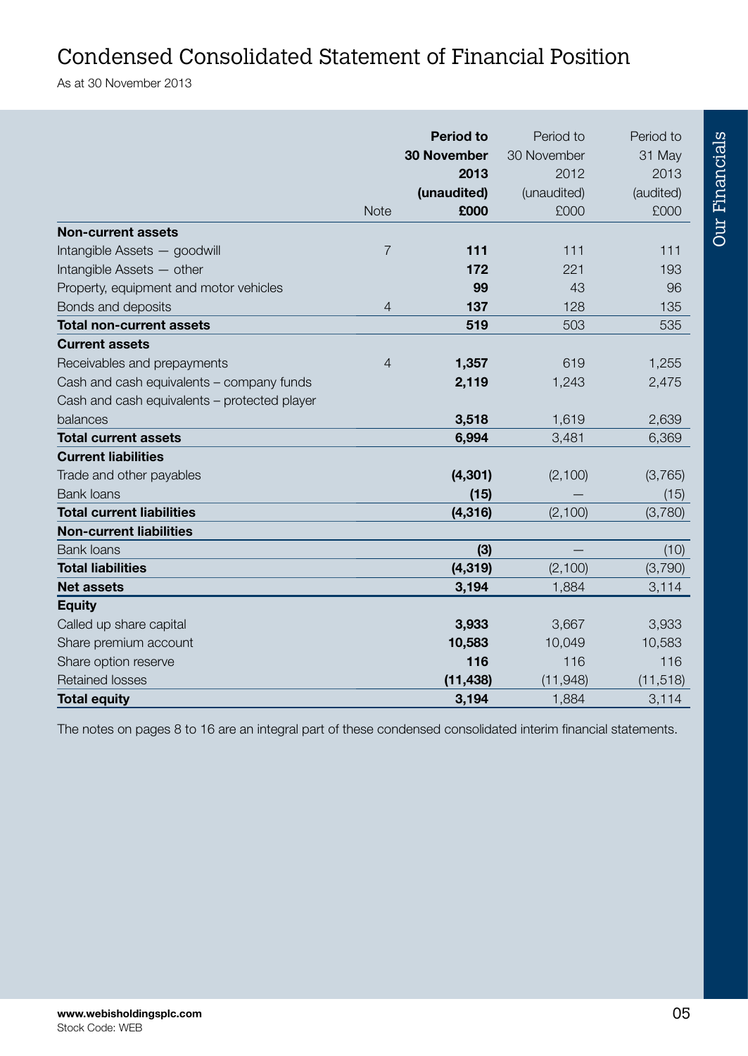# Condensed Consolidated Statement of Financial Position

As at 30 November 2013

| | Note | **Period to 30 November 2013 (unaudited) £000** | Period to 30 November 2012 (unaudited) £000 | Period to 31 May 2013 (audited) £000 |
|---|---|---|---|---|
| **Non-current assets** | | | | |
| Intangible Assets — goodwill | 7 | **111** | 111 | 111 |
| Intangible Assets — other | | **172** | 221 | 193 |
| Property, equipment and motor vehicles | | **99** | 43 | 96 |
| Bonds and deposits | 4 | **137** | 128 | 135 |
| **Total non-current assets** | | **519** | 503 | 535 |
| **Current assets** | | | | |
| Receivables and prepayments | 4 | **1,357** | 619 | 1,255 |
| Cash and cash equivalents – company funds | | **2,119** | 1,243 | 2,475 |
| Cash and cash equivalents – protected player balances | | **3,518** | 1,619 | 2,639 |
| **Total current assets** | | **6,994** | 3,481 | 6,369 |
| **Current liabilities** | | | | |
| Trade and other payables | | **(4,301)** | (2,100) | (3,765) |
| Bank loans | | **(15)** | — | (15) |
| **Total current liabilities** | | **(4,316)** | (2,100) | (3,780) |
| **Non-current liabilities** | | | | |
| Bank loans | | **(3)** | — | (10) |
| **Total liabilities** | | **(4,319)** | (2,100) | (3,790) |
| **Net assets** | | **3,194** | 1,884 | 3,114 |
| **Equity** | | | | |
| Called up share capital | | **3,933** | 3,667 | 3,933 |
| Share premium account | | **10,583** | 10,049 | 10,583 |
| Share option reserve | | **116** | 116 | 116 |
| Retained losses | | **(11,438)** | (11,948) | (11,518) |
| **Total equity** | | **3,194** | 1,884 | 3,114 |

The notes on pages 8 to 16 are an integral part of these condensed consolidated interim financial statements.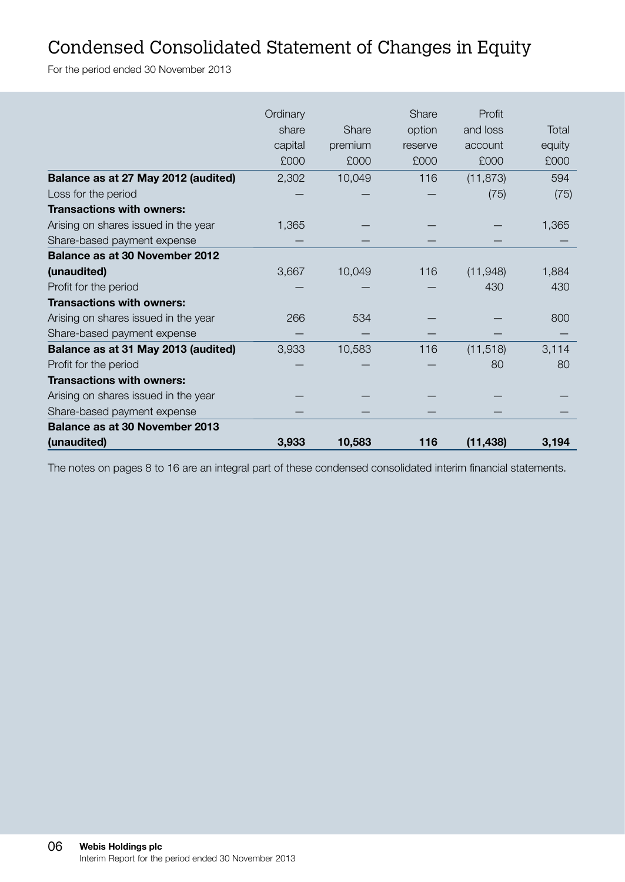# Condensed Consolidated Statement of Changes in Equity

For the period ended 30 November 2013

| | Ordinary share capital £000 | Share premium £000 | Share option reserve £000 | Profit and loss account £000 | Total equity £000 |
|---|---|---|---|---|---|
| **Balance as at 27 May 2012 (audited)** | 2,302 | 10,049 | 116 | (11,873) | 594 |
| Loss for the period | — | — | — | (75) | (75) |
| **Transactions with owners:** | | | | | |
| Arising on shares issued in the year | 1,365 | — | — | — | 1,365 |
| Share-based payment expense | — | — | — | — | — |
| **Balance as at 30 November 2012 (unaudited)** | 3,667 | 10,049 | 116 | (11,948) | 1,884 |
| Profit for the period | — | — | — | 430 | 430 |
| **Transactions with owners:** | | | | | |
| Arising on shares issued in the year | 266 | 534 | — | — | 800 |
| Share-based payment expense | — | — | — | — | — |
| **Balance as at 31 May 2013 (audited)** | 3,933 | 10,583 | 116 | (11,518) | 3,114 |
| Profit for the period | — | — | — | 80 | 80 |
| **Transactions with owners:** | | | | | |
| Arising on shares issued in the year | — | — | — | — | — |
| Share-based payment expense | — | — | — | — | — |
| **Balance as at 30 November 2013 (unaudited)** | **3,933** | **10,583** | **116** | **(11,438)** | **3,194** |

The notes on pages 8 to 16 are an integral part of these condensed consolidated interim financial statements.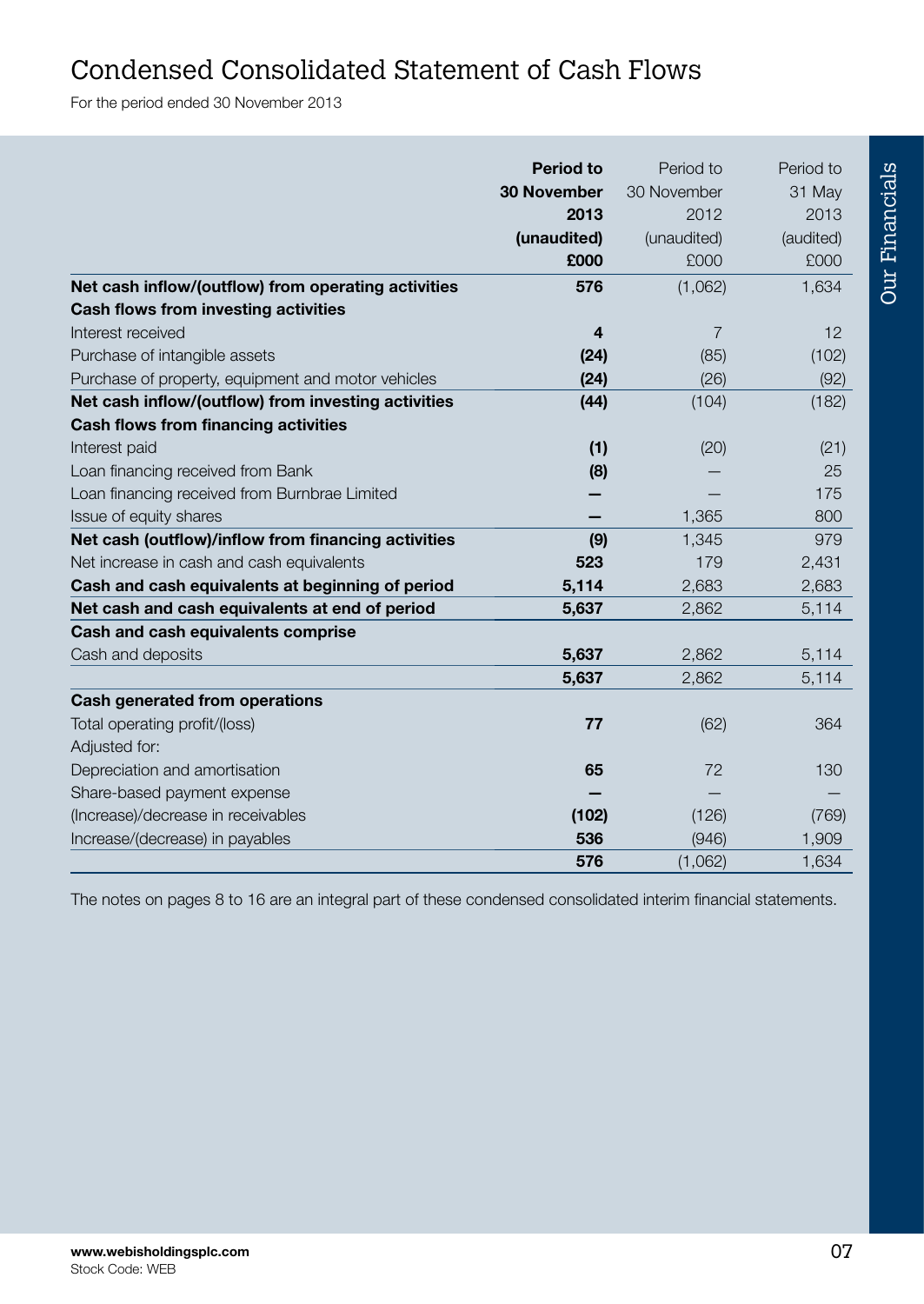# Condensed Consolidated Statement of Cash Flows

For the period ended 30 November 2013

| | **Period to 30 November 2013 (unaudited) £000** | Period to 30 November 2012 (unaudited) £000 | Period to 31 May 2013 (audited) £000 |
|---|---|---|---|
| **Net cash inflow/(outflow) from operating activities** | **576** | (1,062) | 1,634 |
| **Cash flows from investing activities** | | | |
| Interest received | **4** | 7 | 12 |
| Purchase of intangible assets | **(24)** | (85) | (102) |
| Purchase of property, equipment and motor vehicles | **(24)** | (26) | (92) |
| **Net cash inflow/(outflow) from investing activities** | **(44)** | (104) | (182) |
| **Cash flows from financing activities** | | | |
| Interest paid | **(1)** | (20) | (21) |
| Loan financing received from Bank | **(8)** | — | 25 |
| Loan financing received from Burnbrae Limited | **—** | — | 175 |
| Issue of equity shares | **—** | 1,365 | 800 |
| **Net cash (outflow)/inflow from financing activities** | **(9)** | 1,345 | 979 |
| Net increase in cash and cash equivalents | **523** | 179 | 2,431 |
| **Cash and cash equivalents at beginning of period** | **5,114** | 2,683 | 2,683 |
| **Net cash and cash equivalents at end of period** | **5,637** | 2,862 | 5,114 |
| **Cash and cash equivalents comprise** | | | |
| Cash and deposits | **5,637** | 2,862 | 5,114 |
| | **5,637** | 2,862 | 5,114 |
| **Cash generated from operations** | | | |
| Total operating profit/(loss) | **77** | (62) | 364 |
| Adjusted for: | | | |
| Depreciation and amortisation | **65** | 72 | 130 |
| Share-based payment expense | **—** | — | — |
| (Increase)/decrease in receivables | **(102)** | (126) | (769) |
| Increase/(decrease) in payables | **536** | (946) | 1,909 |
| | **576** | (1,062) | 1,634 |

The notes on pages 8 to 16 are an integral part of these condensed consolidated interim financial statements.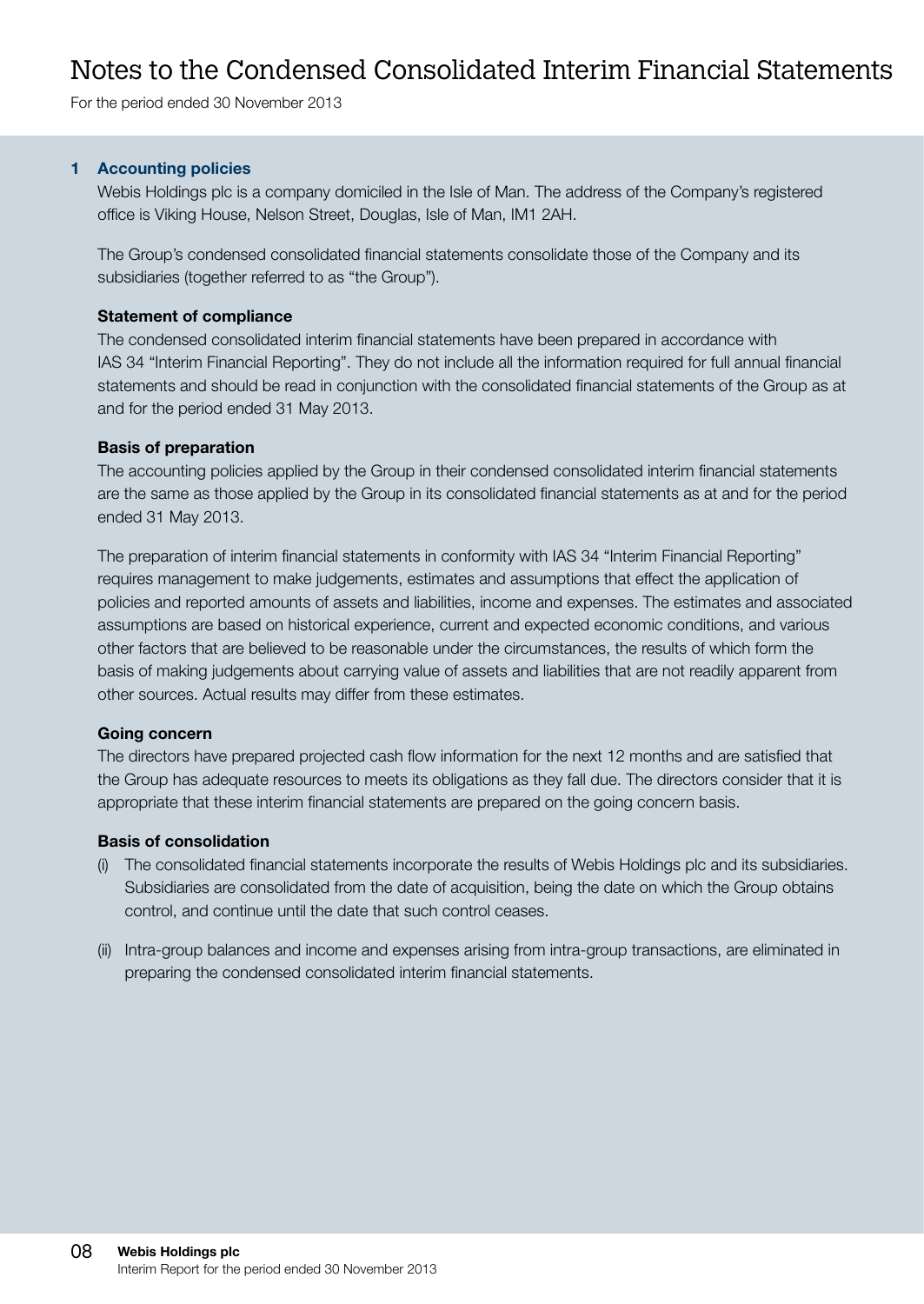# Notes to the Condensed Consolidated Interim Financial Statements

For the period ended 30 November 2013

## 1 Accounting policies

Webis Holdings plc is a company domiciled in the Isle of Man. The address of the Company's registered office is Viking House, Nelson Street, Douglas, Isle of Man, IM1 2AH.

The Group's condensed consolidated financial statements consolidate those of the Company and its subsidiaries (together referred to as "the Group").

**Statement of compliance**

The condensed consolidated interim financial statements have been prepared in accordance with IAS 34 "Interim Financial Reporting". They do not include all the information required for full annual financial statements and should be read in conjunction with the consolidated financial statements of the Group as at and for the period ended 31 May 2013.

**Basis of preparation**

The accounting policies applied by the Group in their condensed consolidated interim financial statements are the same as those applied by the Group in its consolidated financial statements as at and for the period ended 31 May 2013.

The preparation of interim financial statements in conformity with IAS 34 "Interim Financial Reporting" requires management to make judgements, estimates and assumptions that effect the application of policies and reported amounts of assets and liabilities, income and expenses. The estimates and associated assumptions are based on historical experience, current and expected economic conditions, and various other factors that are believed to be reasonable under the circumstances, the results of which form the basis of making judgements about carrying value of assets and liabilities that are not readily apparent from other sources. Actual results may differ from these estimates.

**Going concern**

The directors have prepared projected cash flow information for the next 12 months and are satisfied that the Group has adequate resources to meets its obligations as they fall due. The directors consider that it is appropriate that these interim financial statements are prepared on the going concern basis.

**Basis of consolidation**

(i) The consolidated financial statements incorporate the results of Webis Holdings plc and its subsidiaries. Subsidiaries are consolidated from the date of acquisition, being the date on which the Group obtains control, and continue until the date that such control ceases.

(ii) Intra-group balances and income and expenses arising from intra-group transactions, are eliminated in preparing the condensed consolidated interim financial statements.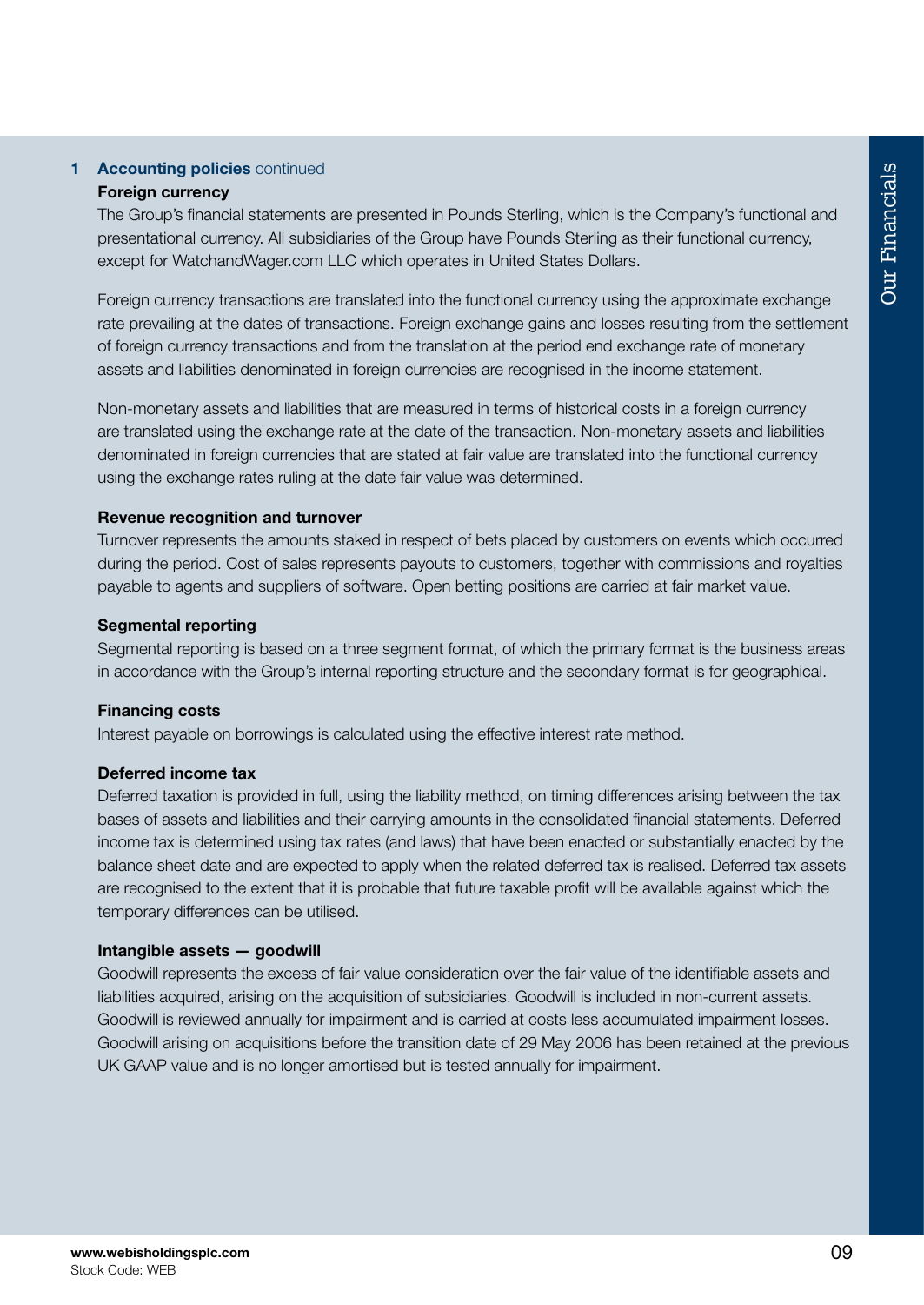## 1 Accounting policies continued

### Foreign currency

The Group's financial statements are presented in Pounds Sterling, which is the Company's functional and presentational currency. All subsidiaries of the Group have Pounds Sterling as their functional currency, except for WatchandWager.com LLC which operates in United States Dollars.

Foreign currency transactions are translated into the functional currency using the approximate exchange rate prevailing at the dates of transactions. Foreign exchange gains and losses resulting from the settlement of foreign currency transactions and from the translation at the period end exchange rate of monetary assets and liabilities denominated in foreign currencies are recognised in the income statement.

Non-monetary assets and liabilities that are measured in terms of historical costs in a foreign currency are translated using the exchange rate at the date of the transaction. Non-monetary assets and liabilities denominated in foreign currencies that are stated at fair value are translated into the functional currency using the exchange rates ruling at the date fair value was determined.

### Revenue recognition and turnover

Turnover represents the amounts staked in respect of bets placed by customers on events which occurred during the period. Cost of sales represents payouts to customers, together with commissions and royalties payable to agents and suppliers of software. Open betting positions are carried at fair market value.

### Segmental reporting

Segmental reporting is based on a three segment format, of which the primary format is the business areas in accordance with the Group's internal reporting structure and the secondary format is for geographical.

### Financing costs

Interest payable on borrowings is calculated using the effective interest rate method.

### Deferred income tax

Deferred taxation is provided in full, using the liability method, on timing differences arising between the tax bases of assets and liabilities and their carrying amounts in the consolidated financial statements. Deferred income tax is determined using tax rates (and laws) that have been enacted or substantially enacted by the balance sheet date and are expected to apply when the related deferred tax is realised. Deferred tax assets are recognised to the extent that it is probable that future taxable profit will be available against which the temporary differences can be utilised.

### Intangible assets — goodwill

Goodwill represents the excess of fair value consideration over the fair value of the identifiable assets and liabilities acquired, arising on the acquisition of subsidiaries. Goodwill is included in non-current assets. Goodwill is reviewed annually for impairment and is carried at costs less accumulated impairment losses. Goodwill arising on acquisitions before the transition date of 29 May 2006 has been retained at the previous UK GAAP value and is no longer amortised but is tested annually for impairment.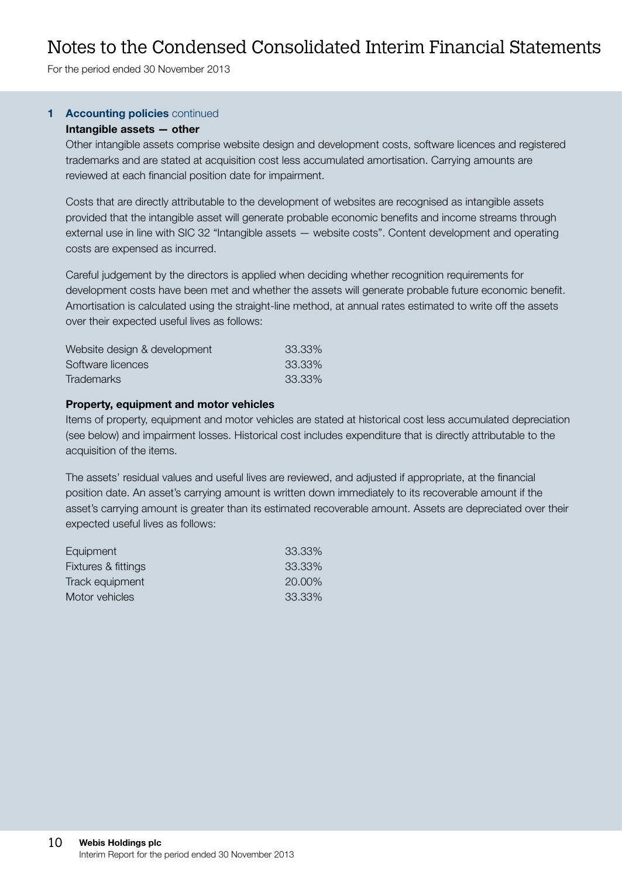# Notes to the Condensed Consolidated Interim Financial Statements

For the period ended 30 November 2013

## 1 Accounting policies continued

### Intangible assets — other

Other intangible assets comprise website design and development costs, software licences and registered trademarks and are stated at acquisition cost less accumulated amortisation. Carrying amounts are reviewed at each financial position date for impairment.

Costs that are directly attributable to the development of websites are recognised as intangible assets provided that the intangible asset will generate probable economic benefits and income streams through external use in line with SIC 32 "Intangible assets — website costs". Content development and operating costs are expensed as incurred.

Careful judgement by the directors is applied when deciding whether recognition requirements for development costs have been met and whether the assets will generate probable future economic benefit. Amortisation is calculated using the straight-line method, at annual rates estimated to write off the assets over their expected useful lives as follows:

| | |
|---|---|
| Website design & development | 33.33% |
| Software licences | 33.33% |
| Trademarks | 33.33% |

### Property, equipment and motor vehicles

Items of property, equipment and motor vehicles are stated at historical cost less accumulated depreciation (see below) and impairment losses. Historical cost includes expenditure that is directly attributable to the acquisition of the items.

The assets' residual values and useful lives are reviewed, and adjusted if appropriate, at the financial position date. An asset's carrying amount is written down immediately to its recoverable amount if the asset's carrying amount is greater than its estimated recoverable amount. Assets are depreciated over their expected useful lives as follows:

| | |
|---|---|
| Equipment | 33.33% |
| Fixtures & fittings | 33.33% |
| Track equipment | 20.00% |
| Motor vehicles | 33.33% |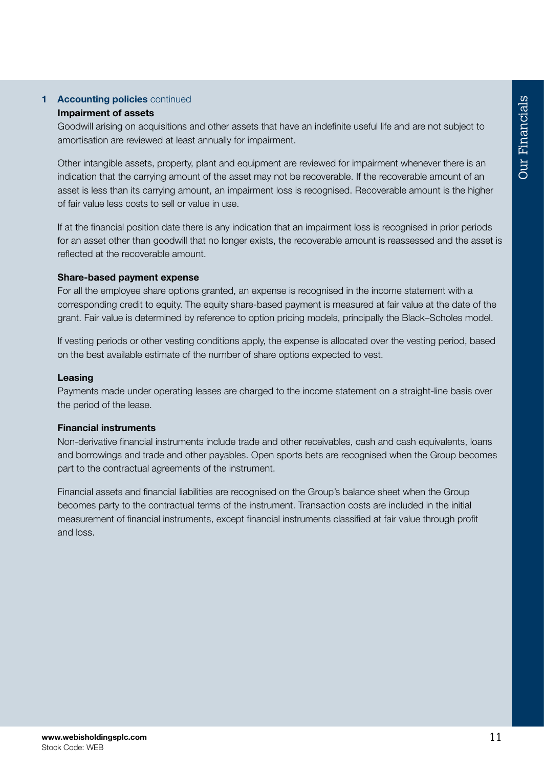## 1 Accounting policies continued

### Impairment of assets

Goodwill arising on acquisitions and other assets that have an indefinite useful life and are not subject to amortisation are reviewed at least annually for impairment.

Other intangible assets, property, plant and equipment are reviewed for impairment whenever there is an indication that the carrying amount of the asset may not be recoverable. If the recoverable amount of an asset is less than its carrying amount, an impairment loss is recognised. Recoverable amount is the higher of fair value less costs to sell or value in use.

If at the financial position date there is any indication that an impairment loss is recognised in prior periods for an asset other than goodwill that no longer exists, the recoverable amount is reassessed and the asset is reflected at the recoverable amount.

### Share-based payment expense

For all the employee share options granted, an expense is recognised in the income statement with a corresponding credit to equity. The equity share-based payment is measured at fair value at the date of the grant. Fair value is determined by reference to option pricing models, principally the Black–Scholes model.

If vesting periods or other vesting conditions apply, the expense is allocated over the vesting period, based on the best available estimate of the number of share options expected to vest.

### Leasing

Payments made under operating leases are charged to the income statement on a straight-line basis over the period of the lease.

### Financial instruments

Non-derivative financial instruments include trade and other receivables, cash and cash equivalents, loans and borrowings and trade and other payables. Open sports bets are recognised when the Group becomes part to the contractual agreements of the instrument.

Financial assets and financial liabilities are recognised on the Group's balance sheet when the Group becomes party to the contractual terms of the instrument. Transaction costs are included in the initial measurement of financial instruments, except financial instruments classified at fair value through profit and loss.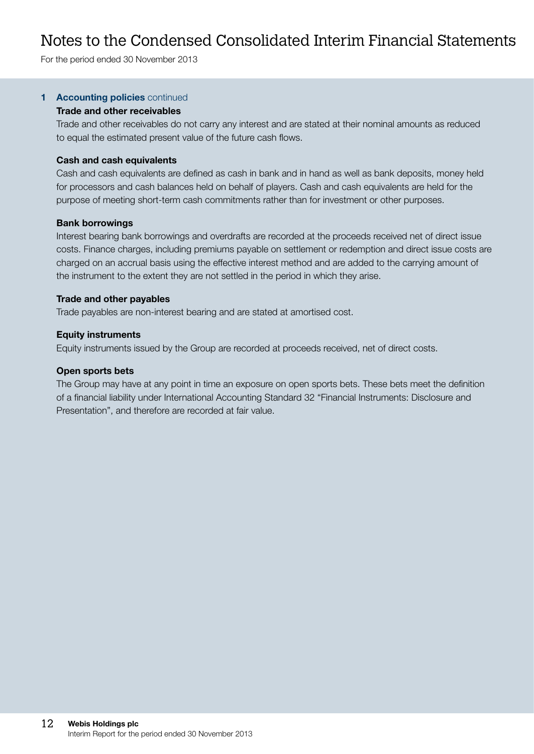# Notes to the Condensed Consolidated Interim Financial Statements

For the period ended 30 November 2013

## 1 Accounting policies continued

### Trade and other receivables

Trade and other receivables do not carry any interest and are stated at their nominal amounts as reduced to equal the estimated present value of the future cash flows.

### Cash and cash equivalents

Cash and cash equivalents are defined as cash in bank and in hand as well as bank deposits, money held for processors and cash balances held on behalf of players. Cash and cash equivalents are held for the purpose of meeting short-term cash commitments rather than for investment or other purposes.

### Bank borrowings

Interest bearing bank borrowings and overdrafts are recorded at the proceeds received net of direct issue costs. Finance charges, including premiums payable on settlement or redemption and direct issue costs are charged on an accrual basis using the effective interest method and are added to the carrying amount of the instrument to the extent they are not settled in the period in which they arise.

### Trade and other payables

Trade payables are non-interest bearing and are stated at amortised cost.

### Equity instruments

Equity instruments issued by the Group are recorded at proceeds received, net of direct costs.

### Open sports bets

The Group may have at any point in time an exposure on open sports bets. These bets meet the definition of a financial liability under International Accounting Standard 32 "Financial Instruments: Disclosure and Presentation", and therefore are recorded at fair value.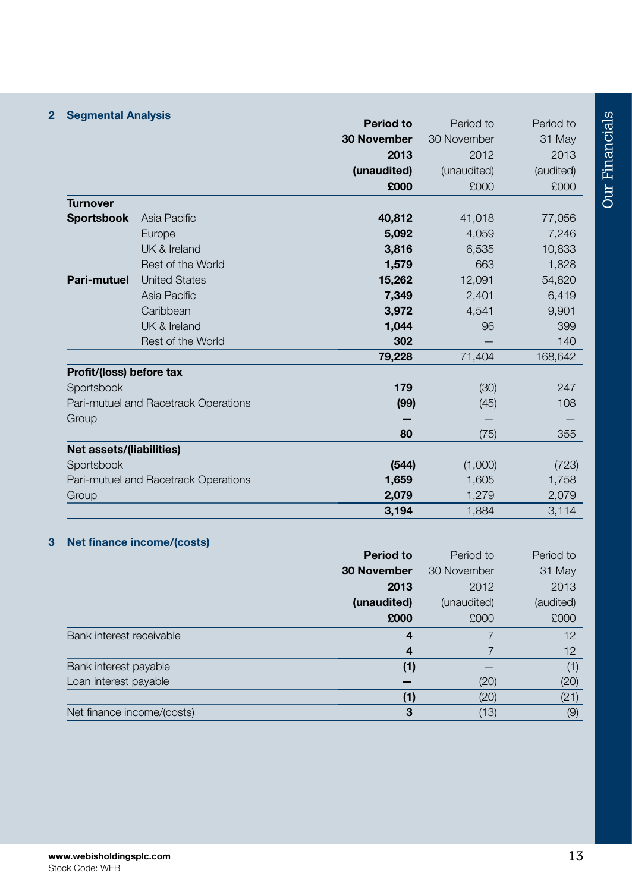## 2 Segmental Analysis

| | | Period to 30 November 2013 (unaudited) £000 | Period to 30 November 2012 (unaudited) £000 | Period to 31 May 2013 (audited) £000 |
|---|---|---|---|---|
| **Turnover** | | | | |
| **Sportsbook** | Asia Pacific | **40,812** | 41,018 | 77,056 |
| | Europe | **5,092** | 4,059 | 7,246 |
| | UK & Ireland | **3,816** | 6,535 | 10,833 |
| | Rest of the World | **1,579** | 663 | 1,828 |
| **Pari-mutuel** | United States | **15,262** | 12,091 | 54,820 |
| | Asia Pacific | **7,349** | 2,401 | 6,419 |
| | Caribbean | **3,972** | 4,541 | 9,901 |
| | UK & Ireland | **1,044** | 96 | 399 |
| | Rest of the World | **302** | — | 140 |
| | | **79,228** | 71,404 | 168,642 |
| **Profit/(loss) before tax** | | | | |
| Sportsbook | | **179** | (30) | 247 |
| Pari-mutuel and Racetrack Operations | | **(99)** | (45) | 108 |
| Group | | **—** | — | — |
| | | **80** | (75) | 355 |
| **Net assets/(liabilities)** | | | | |
| Sportsbook | | **(544)** | (1,000) | (723) |
| Pari-mutuel and Racetrack Operations | | **1,659** | 1,605 | 1,758 |
| Group | | **2,079** | 1,279 | 2,079 |
| | | **3,194** | 1,884 | 3,114 |

## 3 Net finance income/(costs)

| | Period to 30 November 2013 (unaudited) £000 | Period to 30 November 2012 (unaudited) £000 | Period to 31 May 2013 (audited) £000 |
|---|---|---|---|
| Bank interest receivable | **4** | 7 | 12 |
| | **4** | 7 | 12 |
| Bank interest payable | **(1)** | — | (1) |
| Loan interest payable | **—** | (20) | (20) |
| | **(1)** | (20) | (21) |
| Net finance income/(costs) | **3** | (13) | (9) |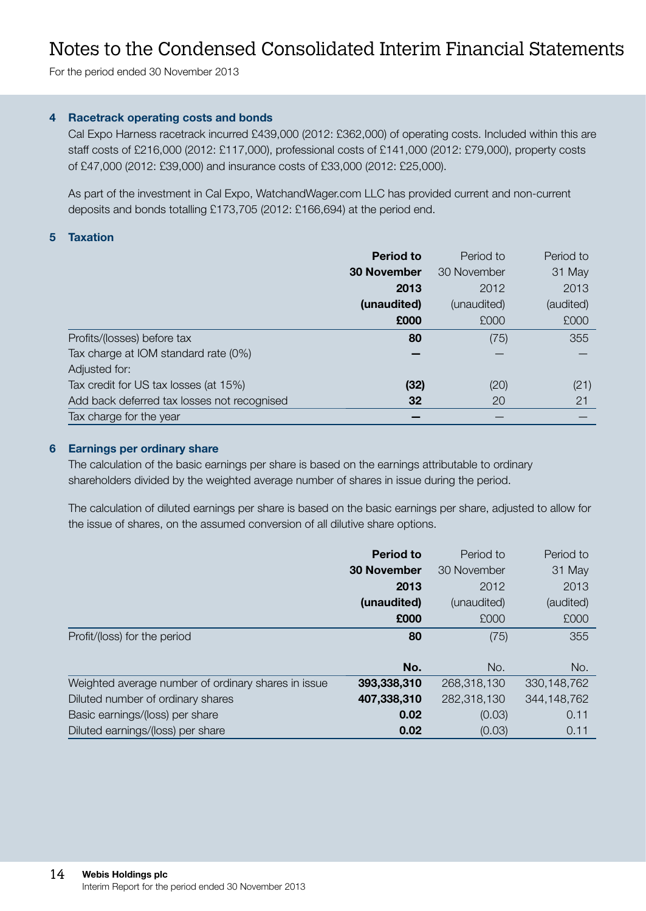# Notes to the Condensed Consolidated Interim Financial Statements

For the period ended 30 November 2013

## 4 Racetrack operating costs and bonds

Cal Expo Harness racetrack incurred £439,000 (2012: £362,000) of operating costs. Included within this are staff costs of £216,000 (2012: £117,000), professional costs of £141,000 (2012: £79,000), property costs of £47,000 (2012: £39,000) and insurance costs of £33,000 (2012: £25,000).

As part of the investment in Cal Expo, WatchandWager.com LLC has provided current and non-current deposits and bonds totalling £173,705 (2012: £166,694) at the period end.

## 5 Taxation

| | **Period to 30 November 2013 (unaudited) £000** | Period to 30 November 2012 (unaudited) £000 | Period to 31 May 2013 (audited) £000 |
|---|---|---|---|
| Profits/(losses) before tax | **80** | (75) | 355 |
| Tax charge at IOM standard rate (0%) | **—** | — | — |
| Adjusted for: | | | |
| Tax credit for US tax losses (at 15%) | **(32)** | (20) | (21) |
| Add back deferred tax losses not recognised | **32** | 20 | 21 |
| Tax charge for the year | **—** | — | — |

## 6 Earnings per ordinary share

The calculation of the basic earnings per share is based on the earnings attributable to ordinary shareholders divided by the weighted average number of shares in issue during the period.

The calculation of diluted earnings per share is based on the basic earnings per share, adjusted to allow for the issue of shares, on the assumed conversion of all dilutive share options.

| | **Period to 30 November 2013 (unaudited) £000** | Period to 30 November 2012 (unaudited) £000 | Period to 31 May 2013 (audited) £000 |
|---|---|---|---|
| Profit/(loss) for the period | **80** | (75) | 355 |
| | **No.** | No. | No. |
| Weighted average number of ordinary shares in issue | **393,338,310** | 268,318,130 | 330,148,762 |
| Diluted number of ordinary shares | **407,338,310** | 282,318,130 | 344,148,762 |
| Basic earnings/(loss) per share | **0.02** | (0.03) | 0.11 |
| Diluted earnings/(loss) per share | **0.02** | (0.03) | 0.11 |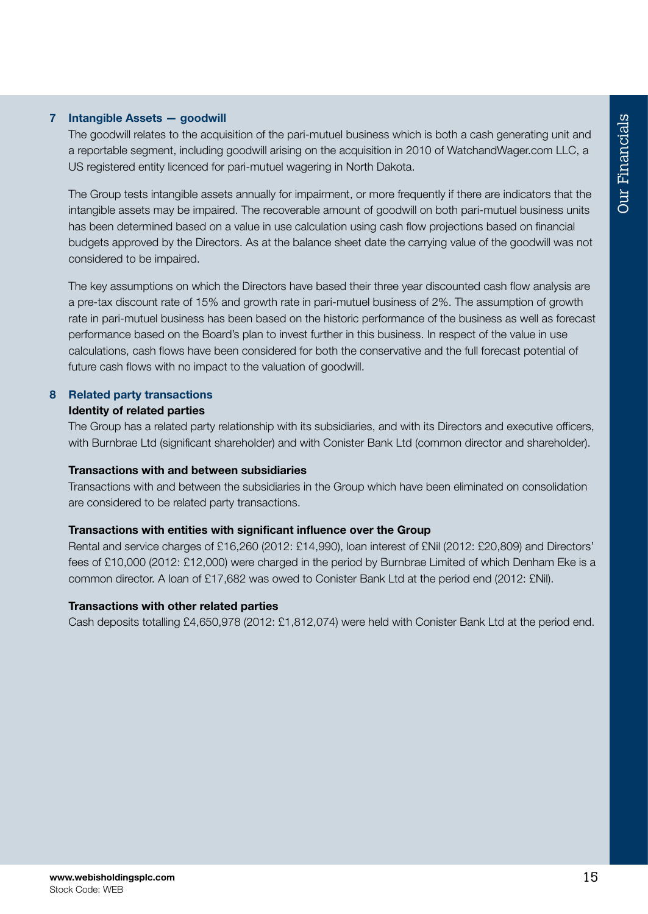## 7 Intangible Assets — goodwill

The goodwill relates to the acquisition of the pari-mutuel business which is both a cash generating unit and a reportable segment, including goodwill arising on the acquisition in 2010 of WatchandWager.com LLC, a US registered entity licenced for pari-mutuel wagering in North Dakota.

The Group tests intangible assets annually for impairment, or more frequently if there are indicators that the intangible assets may be impaired. The recoverable amount of goodwill on both pari-mutuel business units has been determined based on a value in use calculation using cash flow projections based on financial budgets approved by the Directors. As at the balance sheet date the carrying value of the goodwill was not considered to be impaired.

The key assumptions on which the Directors have based their three year discounted cash flow analysis are a pre-tax discount rate of 15% and growth rate in pari-mutuel business of 2%. The assumption of growth rate in pari-mutuel business has been based on the historic performance of the business as well as forecast performance based on the Board's plan to invest further in this business. In respect of the value in use calculations, cash flows have been considered for both the conservative and the full forecast potential of future cash flows with no impact to the valuation of goodwill.

## 8 Related party transactions

**Identity of related parties**

The Group has a related party relationship with its subsidiaries, and with its Directors and executive officers, with Burnbrae Ltd (significant shareholder) and with Conister Bank Ltd (common director and shareholder).

**Transactions with and between subsidiaries**

Transactions with and between the subsidiaries in the Group which have been eliminated on consolidation are considered to be related party transactions.

**Transactions with entities with significant influence over the Group**

Rental and service charges of £16,260 (2012: £14,990), loan interest of £Nil (2012: £20,809) and Directors' fees of £10,000 (2012: £12,000) were charged in the period by Burnbrae Limited of which Denham Eke is a common director. A loan of £17,682 was owed to Conister Bank Ltd at the period end (2012: £Nil).

**Transactions with other related parties**

Cash deposits totalling £4,650,978 (2012: £1,812,074) were held with Conister Bank Ltd at the period end.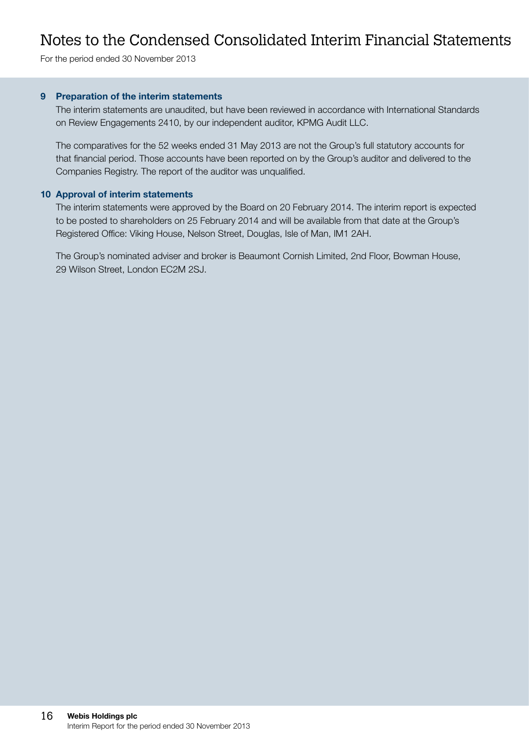# Notes to the Condensed Consolidated Interim Financial Statements

For the period ended 30 November 2013

### 9 Preparation of the interim statements

The interim statements are unaudited, but have been reviewed in accordance with International Standards on Review Engagements 2410, by our independent auditor, KPMG Audit LLC.

The comparatives for the 52 weeks ended 31 May 2013 are not the Group's full statutory accounts for that financial period. Those accounts have been reported on by the Group's auditor and delivered to the Companies Registry. The report of the auditor was unqualified.

### 10 Approval of interim statements

The interim statements were approved by the Board on 20 February 2014. The interim report is expected to be posted to shareholders on 25 February 2014 and will be available from that date at the Group's Registered Office: Viking House, Nelson Street, Douglas, Isle of Man, IM1 2AH.

The Group's nominated adviser and broker is Beaumont Cornish Limited, 2nd Floor, Bowman House, 29 Wilson Street, London EC2M 2SJ.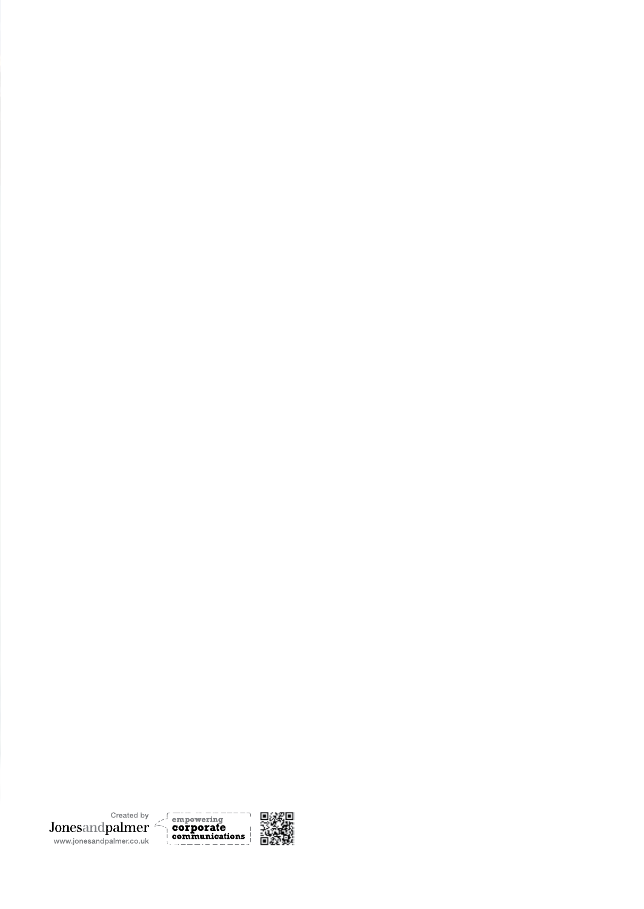Created by
Jonesandpalmer
www.jonesandpalmer.co.uk

empowering
**corporate**
**communications**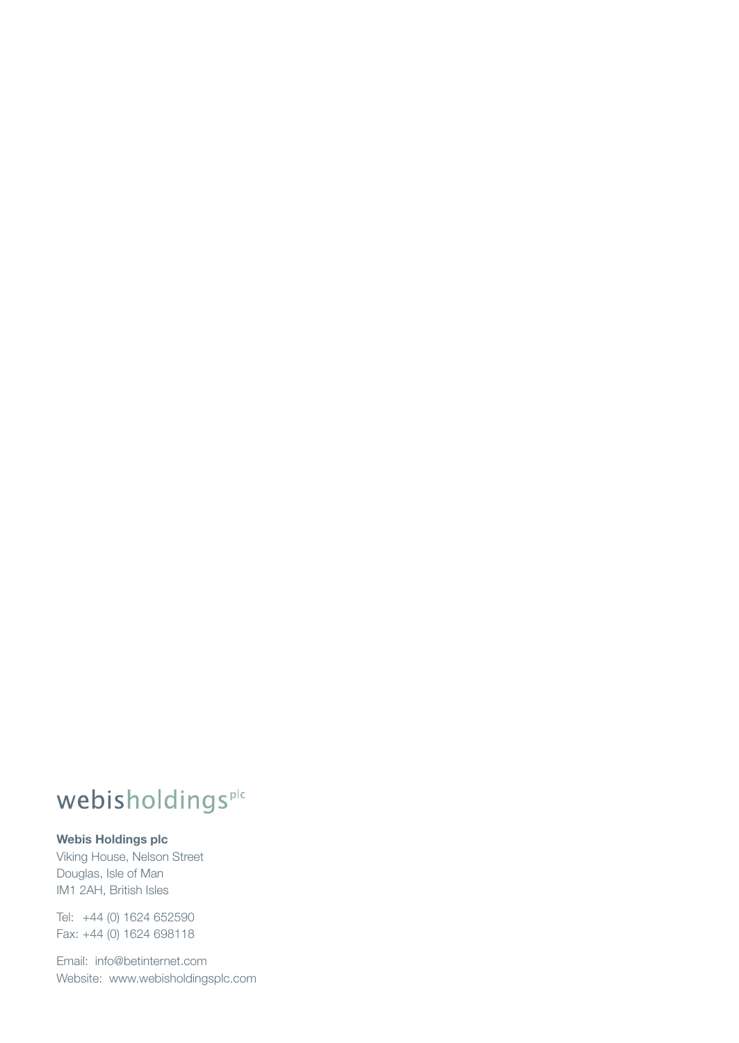webisholdings plc

**Webis Holdings plc**
Viking House, Nelson Street
Douglas, Isle of Man
IM1 2AH, British Isles

Tel: +44 (0) 1624 652590
Fax: +44 (0) 1624 698118

Email: info@betinternet.com
Website: www.webisholdingsplc.com